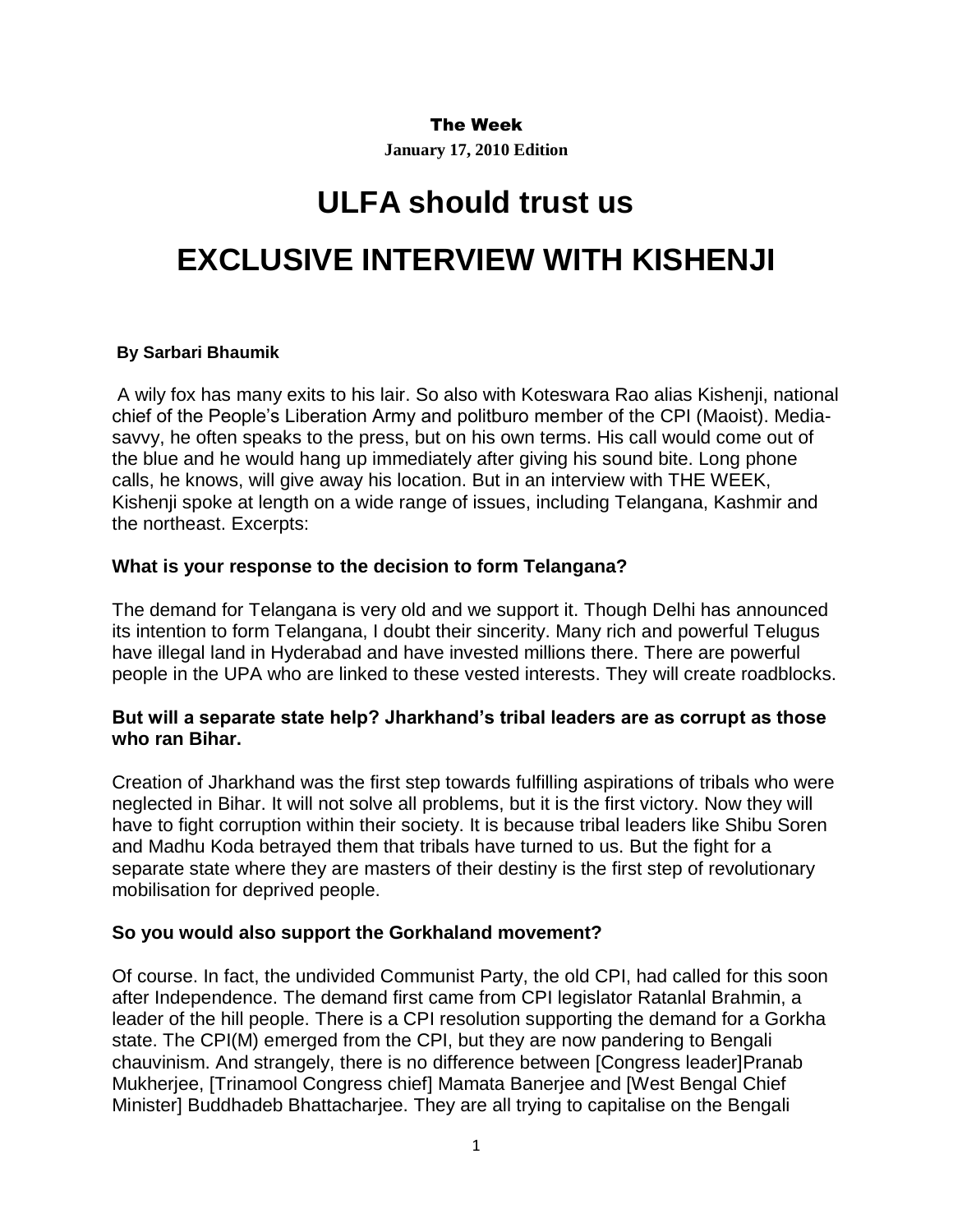**The Week**

**January 17, 2010 Edition**

# ULFA should trust us

# EXCLUSIVE INTERVIEW WITH KISHENJI

**By Sarbari Bhaumik**

A wily fox has many exits to his lair. So also with Koteswara Rao alias Kishenji, national chief of the People's Liberation Army and politburo member of the CPI (Maoist). Media-savvy, he often speaks to the press, but on his own terms. His call would come out of the blue and he would hang up immediately after giving his sound bite. Long phone calls, he knows, will give away his location. But in an interview with THE WEEK, Kishenji spoke at length on a wide range of issues, including Telangana, Kashmir and the northeast. Excerpts:

**What is your response to the decision to form Telangana?**

The demand for Telangana is very old and we support it. Though Delhi has announced its intention to form Telangana, I doubt their sincerity. Many rich and powerful Telugus have illegal land in Hyderabad and have invested millions there. There are powerful people in the UPA who are linked to these vested interests. They will create roadblocks.

**But will a separate state help? Jharkhand's tribal leaders are as corrupt as those who ran Bihar.**

Creation of Jharkhand was the first step towards fulfilling aspirations of tribals who were neglected in Bihar. It will not solve all problems, but it is the first victory. Now they will have to fight corruption within their society. It is because tribal leaders like Shibu Soren and Madhu Koda betrayed them that tribals have turned to us. But the fight for a separate state where they are masters of their destiny is the first step of revolutionary mobilisation for deprived people.

**So you would also support the Gorkhaland movement?**

Of course. In fact, the undivided Communist Party, the old CPI, had called for this soon after Independence. The demand first came from CPI legislator Ratanlal Brahmin, a leader of the hill people. There is a CPI resolution supporting the demand for a Gorkha state. The CPI(M) emerged from the CPI, but they are now pandering to Bengali chauvinism. And strangely, there is no difference between [Congress leader]Pranab Mukherjee, [Trinamool Congress chief] Mamata Banerjee and [West Bengal Chief Minister] Buddhadeb Bhattacharjee. They are all trying to capitalise on the Bengali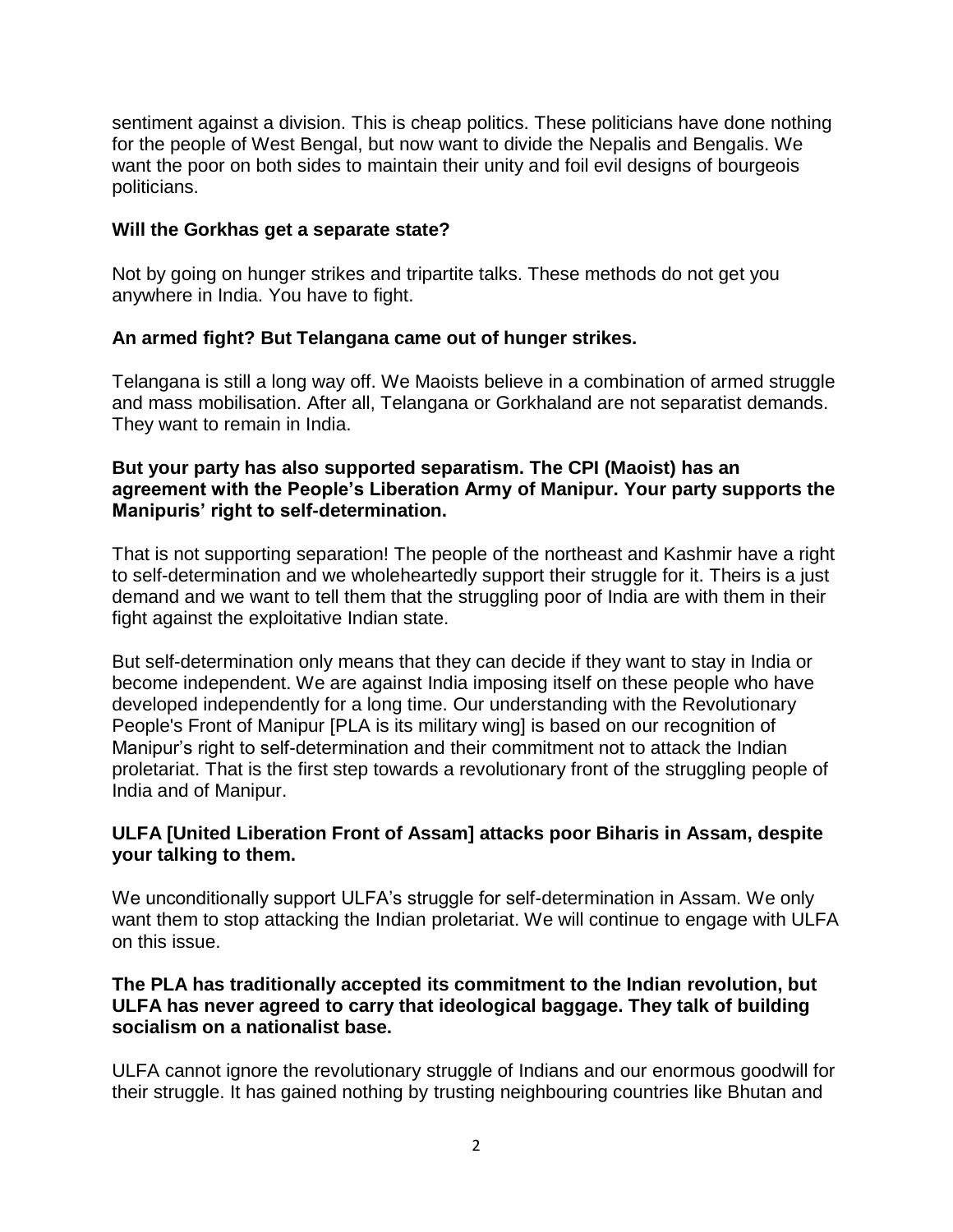sentiment against a division. This is cheap politics. These politicians have done nothing for the people of West Bengal, but now want to divide the Nepalis and Bengalis. We want the poor on both sides to maintain their unity and foil evil designs of bourgeois politicians.

**Will the Gorkhas get a separate state?**

Not by going on hunger strikes and tripartite talks. These methods do not get you anywhere in India. You have to fight.

**An armed fight? But Telangana came out of hunger strikes.**

Telangana is still a long way off. We Maoists believe in a combination of armed struggle and mass mobilisation. After all, Telangana or Gorkhaland are not separatist demands. They want to remain in India.

**But your party has also supported separatism. The CPI (Maoist) has an agreement with the People's Liberation Army of Manipur. Your party supports the Manipuris' right to self-determination.**

That is not supporting separation! The people of the northeast and Kashmir have a right to self-determination and we wholeheartedly support their struggle for it. Theirs is a just demand and we want to tell them that the struggling poor of India are with them in their fight against the exploitative Indian state.

But self-determination only means that they can decide if they want to stay in India or become independent. We are against India imposing itself on these people who have developed independently for a long time. Our understanding with the Revolutionary People's Front of Manipur [PLA is its military wing] is based on our recognition of Manipur's right to self-determination and their commitment not to attack the Indian proletariat. That is the first step towards a revolutionary front of the struggling people of India and of Manipur.

**ULFA [United Liberation Front of Assam] attacks poor Biharis in Assam, despite your talking to them.**

We unconditionally support ULFA's struggle for self-determination in Assam. We only want them to stop attacking the Indian proletariat. We will continue to engage with ULFA on this issue.

**The PLA has traditionally accepted its commitment to the Indian revolution, but ULFA has never agreed to carry that ideological baggage. They talk of building socialism on a nationalist base.**

ULFA cannot ignore the revolutionary struggle of Indians and our enormous goodwill for their struggle. It has gained nothing by trusting neighbouring countries like Bhutan and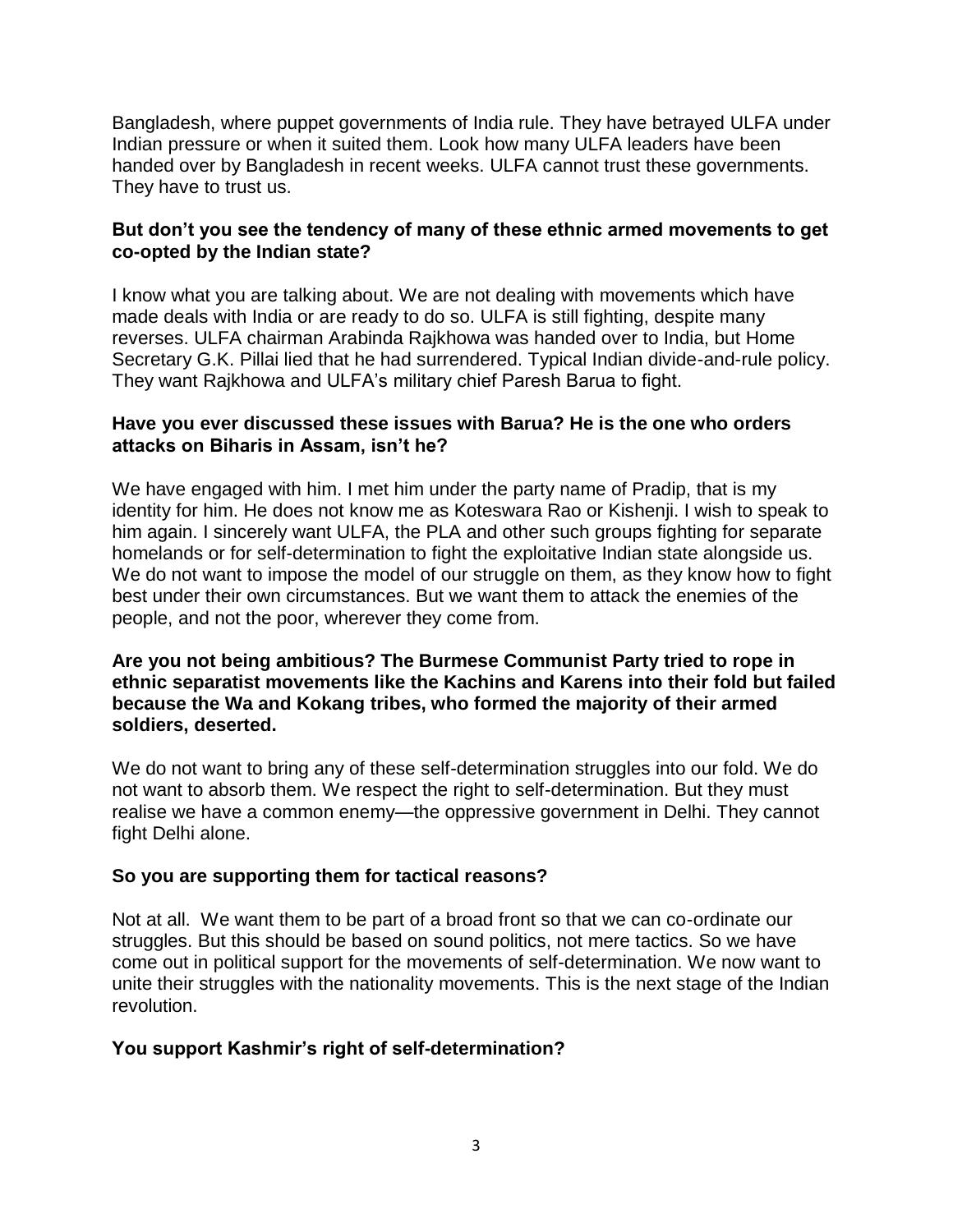Bangladesh, where puppet governments of India rule. They have betrayed ULFA under Indian pressure or when it suited them. Look how many ULFA leaders have been handed over by Bangladesh in recent weeks. ULFA cannot trust these governments. They have to trust us.

**But don't you see the tendency of many of these ethnic armed movements to get co-opted by the Indian state?**

I know what you are talking about. We are not dealing with movements which have made deals with India or are ready to do so. ULFA is still fighting, despite many reverses. ULFA chairman Arabinda Rajkhowa was handed over to India, but Home Secretary G.K. Pillai lied that he had surrendered. Typical Indian divide-and-rule policy. They want Rajkhowa and ULFA's military chief Paresh Barua to fight.

**Have you ever discussed these issues with Barua? He is the one who orders attacks on Biharis in Assam, isn't he?**

We have engaged with him. I met him under the party name of Pradip, that is my identity for him. He does not know me as Koteswara Rao or Kishenji. I wish to speak to him again. I sincerely want ULFA, the PLA and other such groups fighting for separate homelands or for self-determination to fight the exploitative Indian state alongside us. We do not want to impose the model of our struggle on them, as they know how to fight best under their own circumstances. But we want them to attack the enemies of the people, and not the poor, wherever they come from.

**Are you not being ambitious? The Burmese Communist Party tried to rope in ethnic separatist movements like the Kachins and Karens into their fold but failed because the Wa and Kokang tribes, who formed the majority of their armed soldiers, deserted.**

We do not want to bring any of these self-determination struggles into our fold. We do not want to absorb them. We respect the right to self-determination. But they must realise we have a common enemy—the oppressive government in Delhi. They cannot fight Delhi alone.

**So you are supporting them for tactical reasons?**

Not at all. We want them to be part of a broad front so that we can co-ordinate our struggles. But this should be based on sound politics, not mere tactics. So we have come out in political support for the movements of self-determination. We now want to unite their struggles with the nationality movements. This is the next stage of the Indian revolution.

**You support Kashmir's right of self-determination?**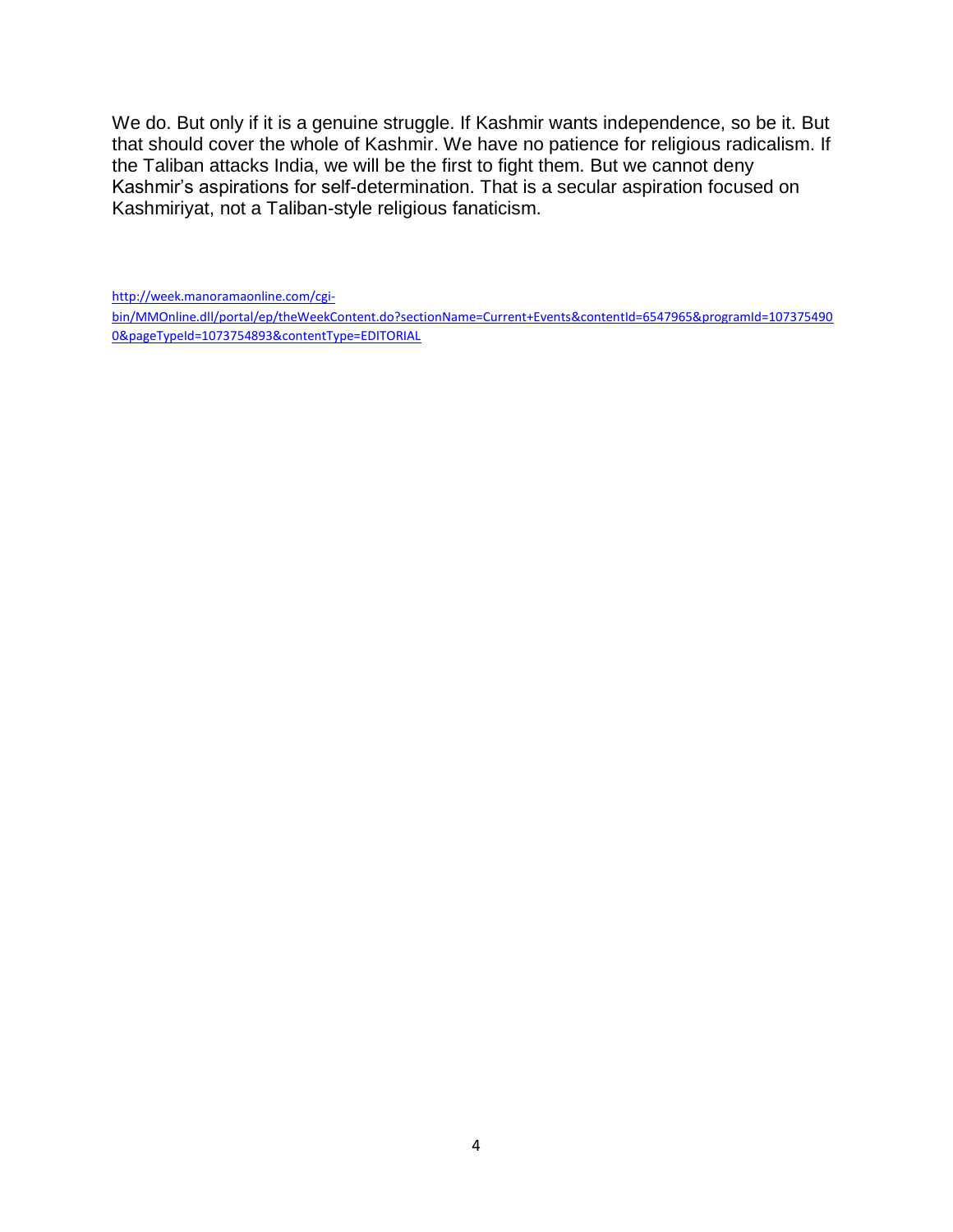We do. But only if it is a genuine struggle. If Kashmir wants independence, so be it. But that should cover the whole of Kashmir. We have no patience for religious radicalism. If the Taliban attacks India, we will be the first to fight them. But we cannot deny Kashmir's aspirations for self-determination. That is a secular aspiration focused on Kashmiriyat, not a Taliban-style religious fanaticism.

http://week.manoramaonline.com/cgi-bin/MMOnline.dll/portal/ep/theWeekContent.do?sectionName=Current+Events&contentId=6547965&programId=1073754900&pageTypeId=1073754893&contentType=EDITORIAL